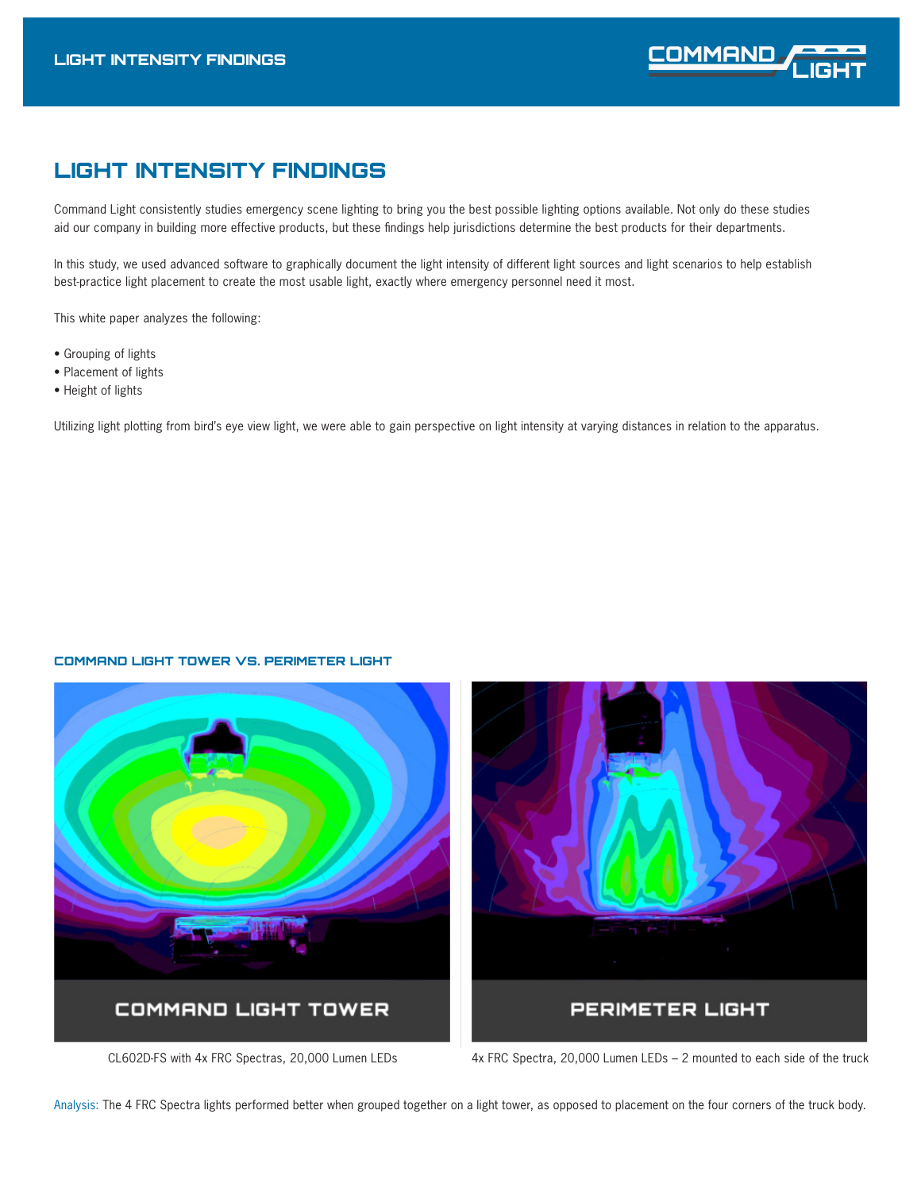# LIGHT INTENSITY FINDINGS

Command Light consistently studies emergency scene lighting to bring you the best possible lighting options available. Not only do these studies aid our company in building more effective products, but these findings help jurisdictions determine the best products for their departments.

In this study, we used advanced software to graphically document the light intensity of different light sources and light scenarios to help establish best-practice light placement to create the most usable light, exactly where emergency personnel need it most.

This white paper analyzes the following:

- Grouping of lights
- Placement of lights
- Height of lights

Utilizing light plotting from bird's eye view light, we were able to gain perspective on light intensity at varying distances in relation to the apparatus.

### COMMAND LIGHT TOWER VS. PERIMETER LIGHT

COMMAND LIGHT TOWER

CL602D-FS with 4x FRC Spectras, 20,000 Lumen LEDs

PERIMETER LIGHT

4x FRC Spectra, 20,000 Lumen LEDs – 2 mounted to each side of the truck

Analysis: The 4 FRC Spectra lights performed better when grouped together on a light tower, as opposed to placement on the four corners of the truck body.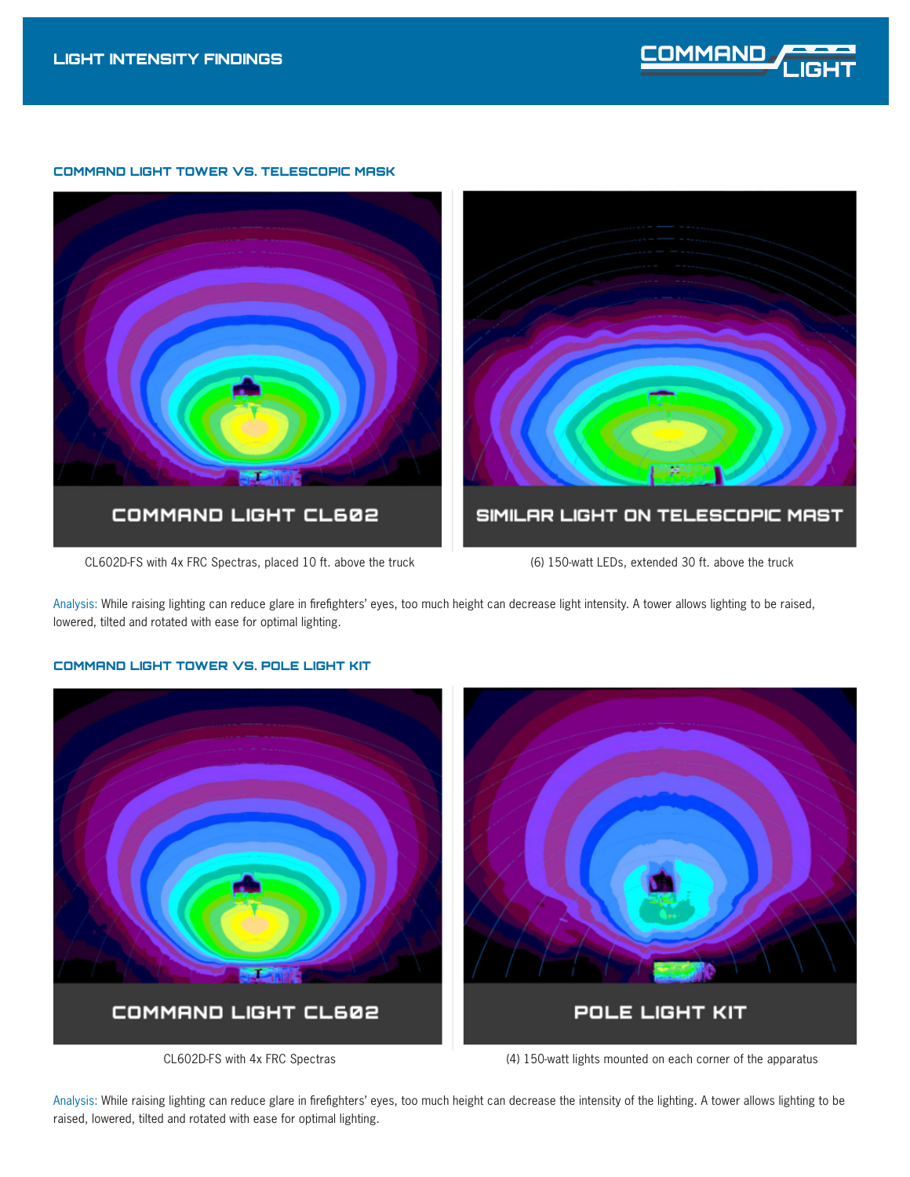## LIGHT INTENSITY FINDINGS

### COMMAND LIGHT TOWER VS. TELESCOPIC MASK

COMMAND LIGHT CL602

CL602D-FS with 4x FRC Spectras, placed 10 ft. above the truck

SIMILAR LIGHT ON TELESCOPIC MAST

(6) 150-watt LEDs, extended 30 ft. above the truck

Analysis: While raising lighting can reduce glare in firefighters' eyes, too much height can decrease light intensity. A tower allows lighting to be raised, lowered, tilted and rotated with ease for optimal lighting.

### COMMAND LIGHT TOWER VS. POLE LIGHT KIT

COMMAND LIGHT CL602

CL602D-FS with 4x FRC Spectras

POLE LIGHT KIT

(4) 150-watt lights mounted on each corner of the apparatus

Analysis: While raising lighting can reduce glare in firefighters' eyes, too much height can decrease the intensity of the lighting. A tower allows lighting to be raised, lowered, tilted and rotated with ease for optimal lighting.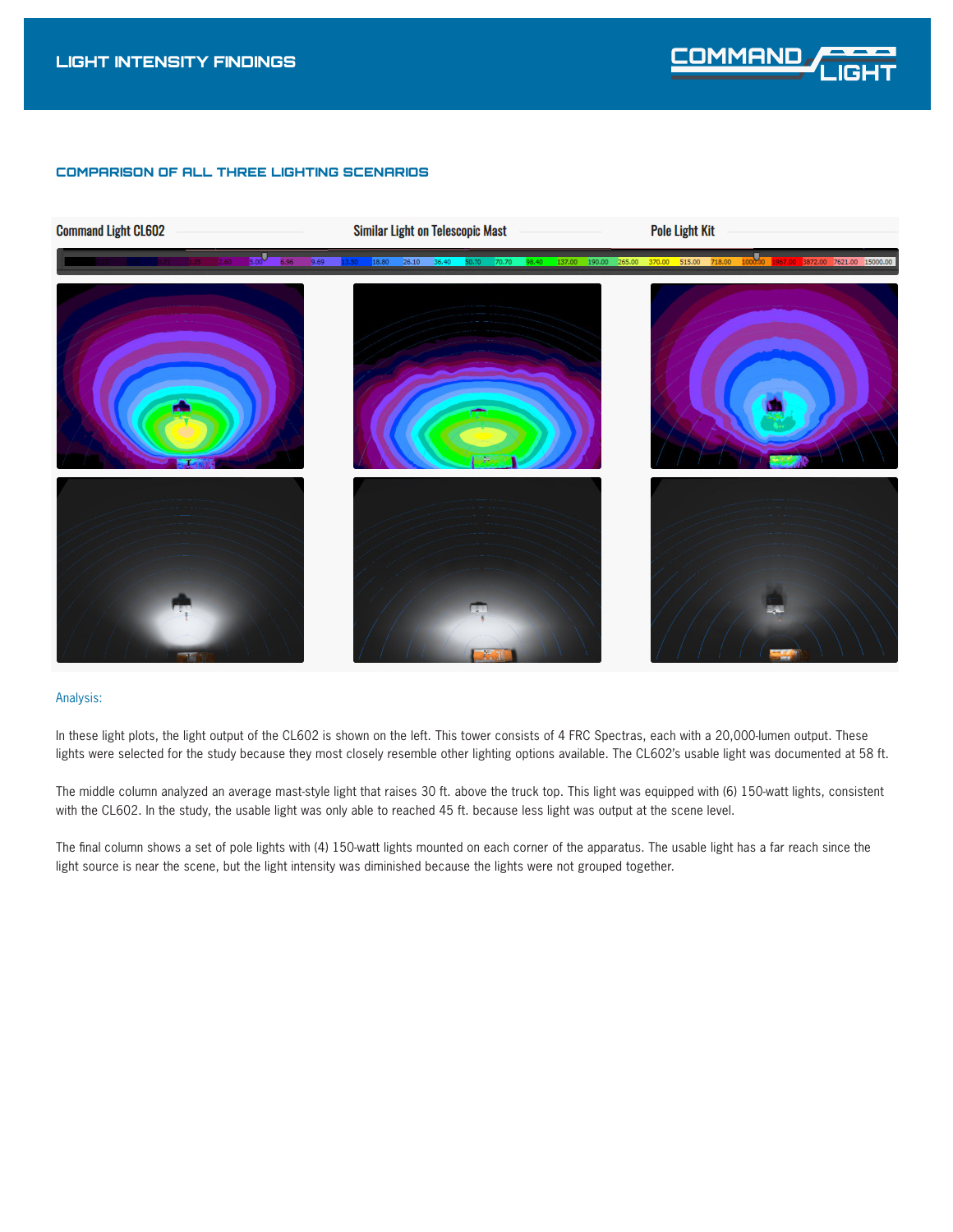## LIGHT INTENSITY FINDINGS

### COMPARISON OF ALL THREE LIGHTING SCENARIOS

Command Light CL602 | Similar Light on Telescopic Mast | Pole Light Kit

Analysis:

In these light plots, the light output of the CL602 is shown on the left. This tower consists of 4 FRC Spectras, each with a 20,000-lumen output. These lights were selected for the study because they most closely resemble other lighting options available. The CL602's usable light was documented at 58 ft.

The middle column analyzed an average mast-style light that raises 30 ft. above the truck top. This light was equipped with (6) 150-watt lights, consistent with the CL602. In the study, the usable light was only able to reached 45 ft. because less light was output at the scene level.

The final column shows a set of pole lights with (4) 150-watt lights mounted on each corner of the apparatus. The usable light has a far reach since the light source is near the scene, but the light intensity was diminished because the lights were not grouped together.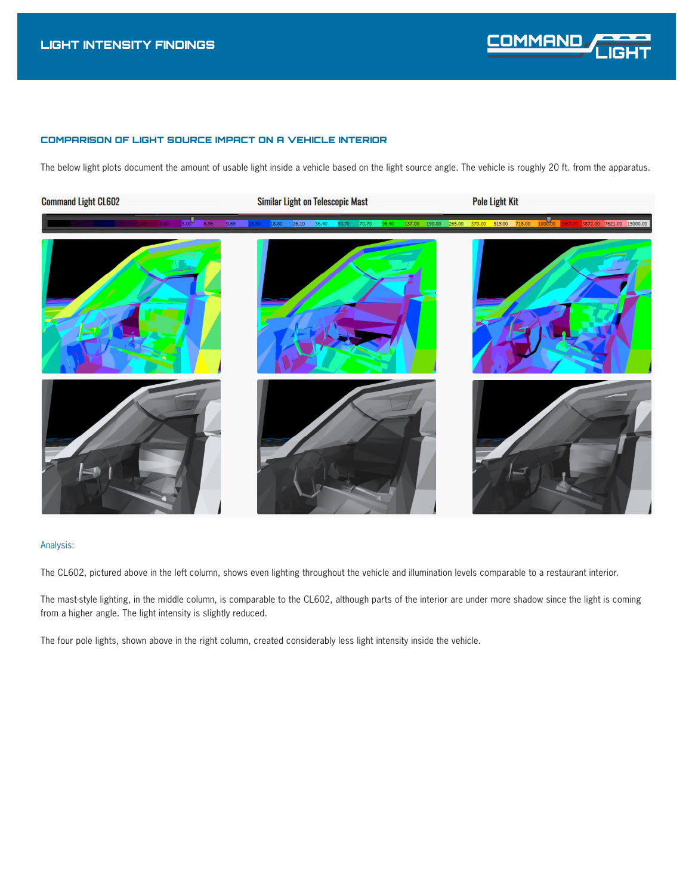## COMPARISON OF LIGHT SOURCE IMPACT ON A VEHICLE INTERIOR

The below light plots document the amount of usable light inside a vehicle based on the light source angle. The vehicle is roughly 20 ft. from the apparatus.

Command Light CL602 | Similar Light on Telescopic Mast | Pole Light Kit

Analysis:

The CL602, pictured above in the left column, shows even lighting throughout the vehicle and illumination levels comparable to a restaurant interior.

The mast-style lighting, in the middle column, is comparable to the CL602, although parts of the interior are under more shadow since the light is coming from a higher angle. The light intensity is slightly reduced.

The four pole lights, shown above in the right column, created considerably less light intensity inside the vehicle.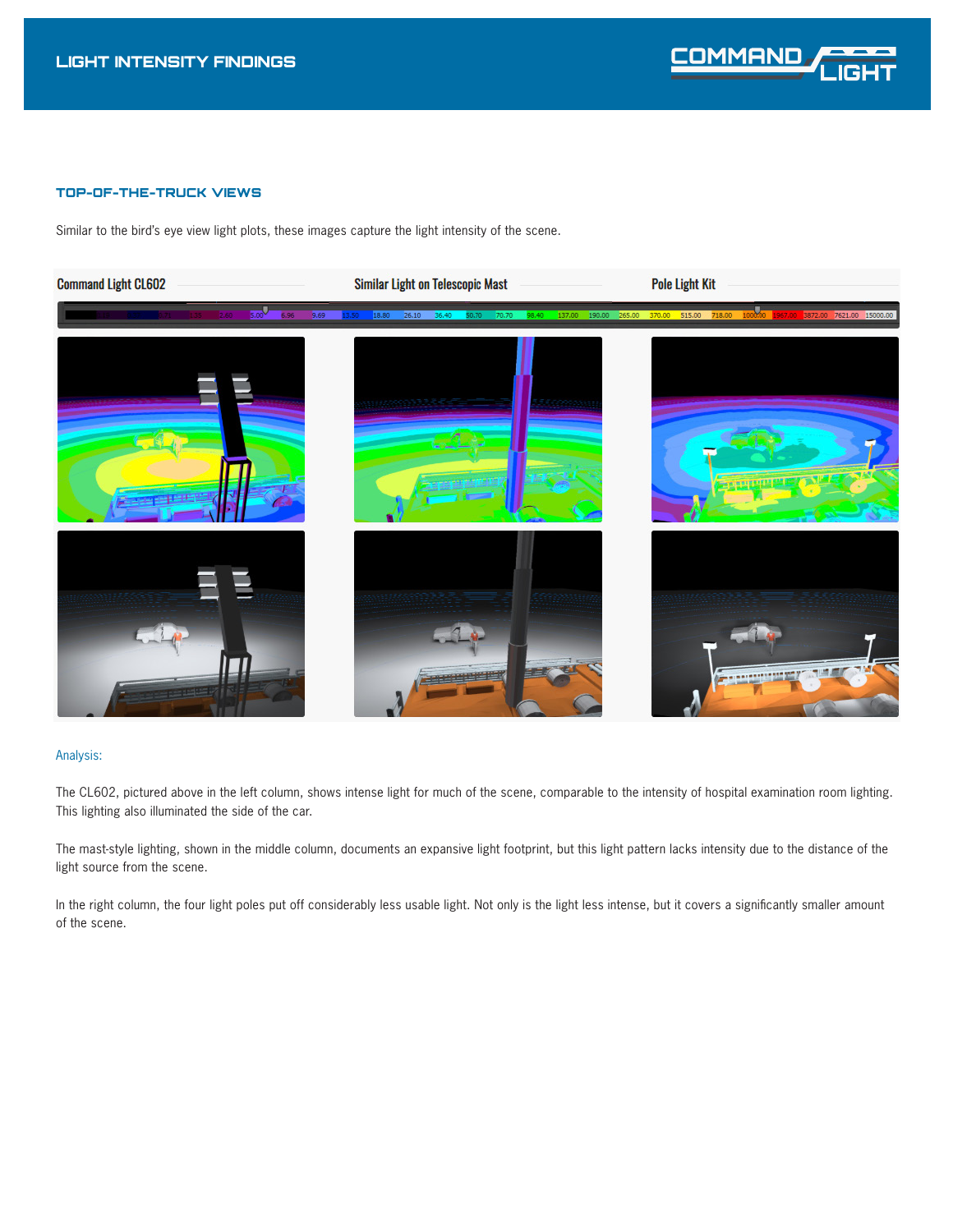# LIGHT INTENSITY FINDINGS

## TOP-OF-THE-TRUCK VIEWS

Similar to the bird's eye view light plots, these images capture the light intensity of the scene.

Command Light CL602 | Similar Light on Telescopic Mast | Pole Light Kit

### Analysis:

The CL602, pictured above in the left column, shows intense light for much of the scene, comparable to the intensity of hospital examination room lighting. This lighting also illuminated the side of the car.

The mast-style lighting, shown in the middle column, documents an expansive light footprint, but this light pattern lacks intensity due to the distance of the light source from the scene.

In the right column, the four light poles put off considerably less usable light. Not only is the light less intense, but it covers a significantly smaller amount of the scene.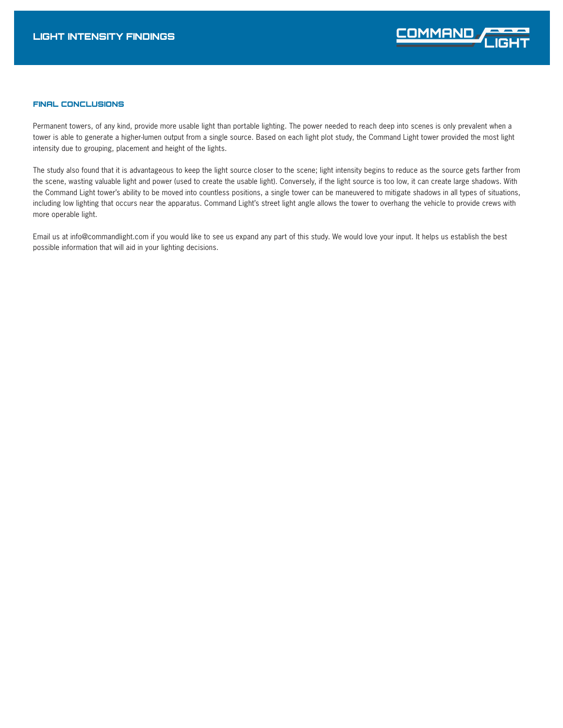## FINAL CONCLUSIONS

Permanent towers, of any kind, provide more usable light than portable lighting. The power needed to reach deep into scenes is only prevalent when a tower is able to generate a higher-lumen output from a single source. Based on each light plot study, the Command Light tower provided the most light intensity due to grouping, placement and height of the lights.

The study also found that it is advantageous to keep the light source closer to the scene; light intensity begins to reduce as the source gets farther from the scene, wasting valuable light and power (used to create the usable light). Conversely, if the light source is too low, it can create large shadows. With the Command Light tower's ability to be moved into countless positions, a single tower can be maneuvered to mitigate shadows in all types of situations, including low lighting that occurs near the apparatus. Command Light's street light angle allows the tower to overhang the vehicle to provide crews with more operable light.

Email us at info@commandlight.com if you would like to see us expand any part of this study. We would love your input. It helps us establish the best possible information that will aid in your lighting decisions.